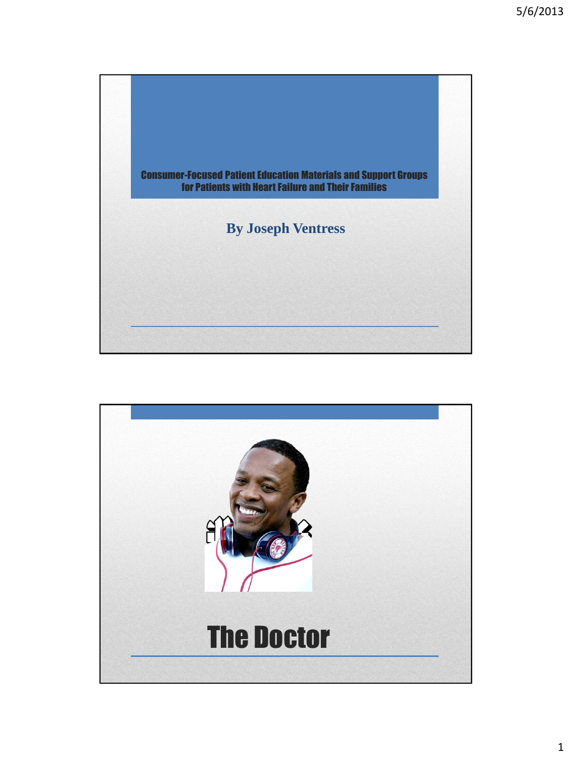# Consumer-Focused Patient Education Materials and Support Groups for Patients with Heart Failure and Their Families

**By Joseph Ventress**

# The Doctor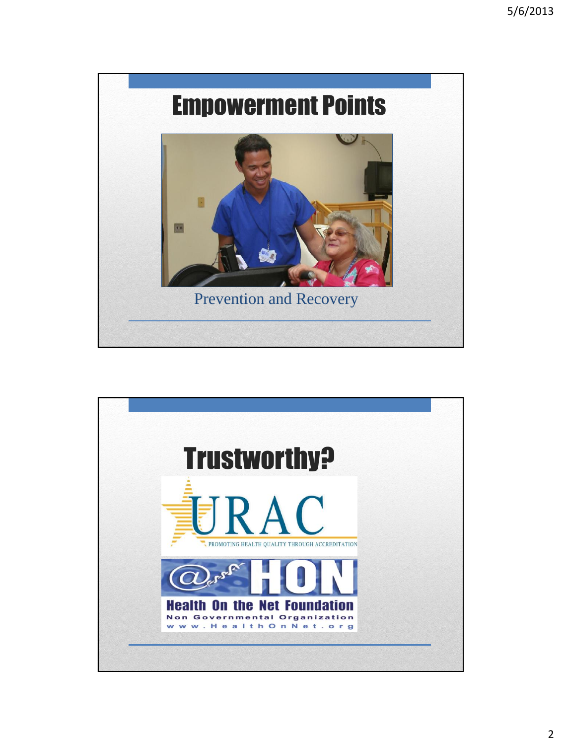# Empowerment Points

Prevention and Recovery

# Trustworthy?

URAC

PROMOTING HEALTH QUALITY THROUGH ACCREDITATION

HON

Health On the Net Foundation

Non Governmental Organization

www.HealthOnNet.org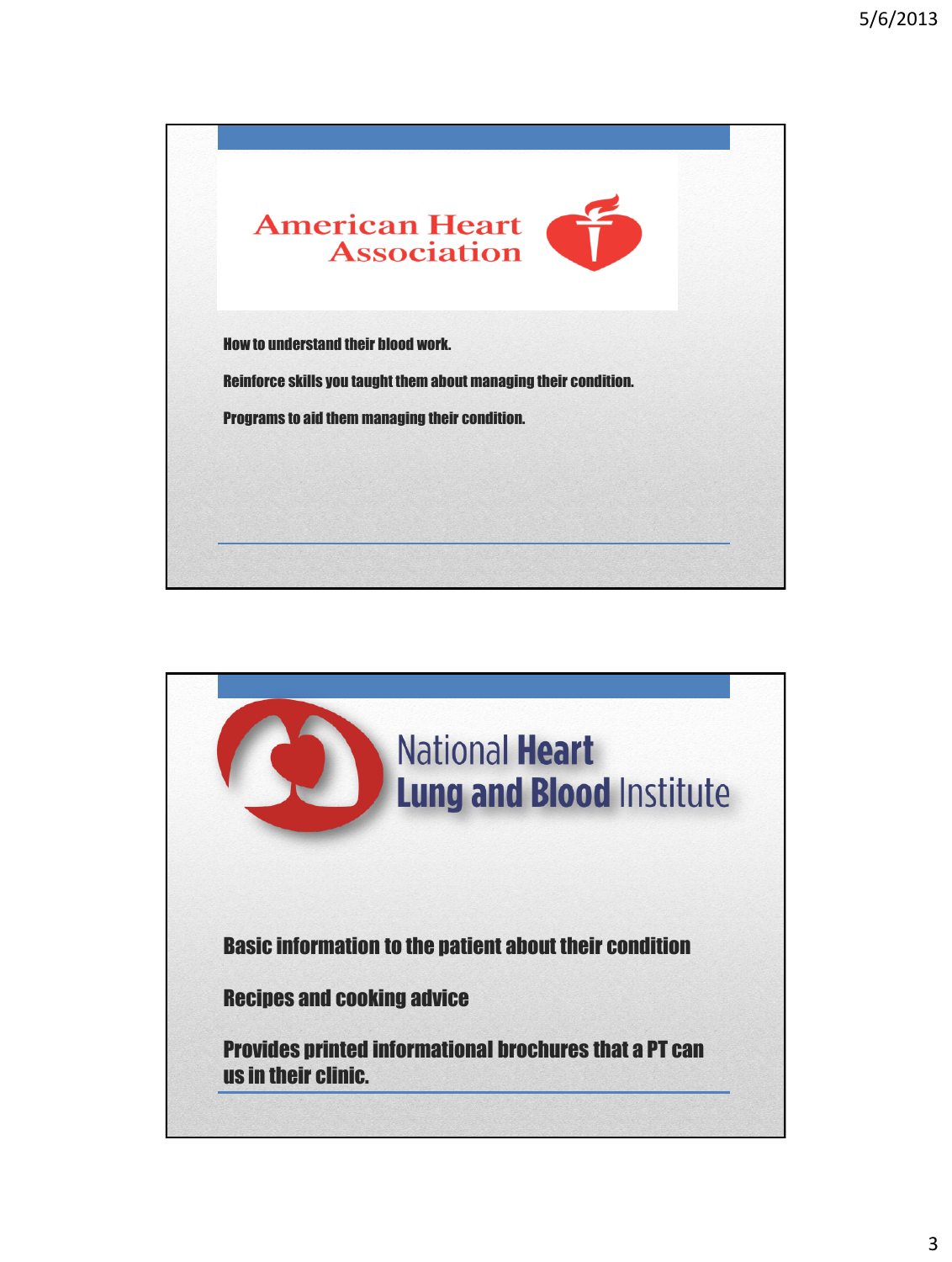## American Heart Association

How to understand their blood work.

Reinforce skills you taught them about managing their condition.

Programs to aid them managing their condition.

## National Heart Lung and Blood Institute

Basic information to the patient about their condition

Recipes and cooking advice

Provides printed informational brochures that a PT can us in their clinic.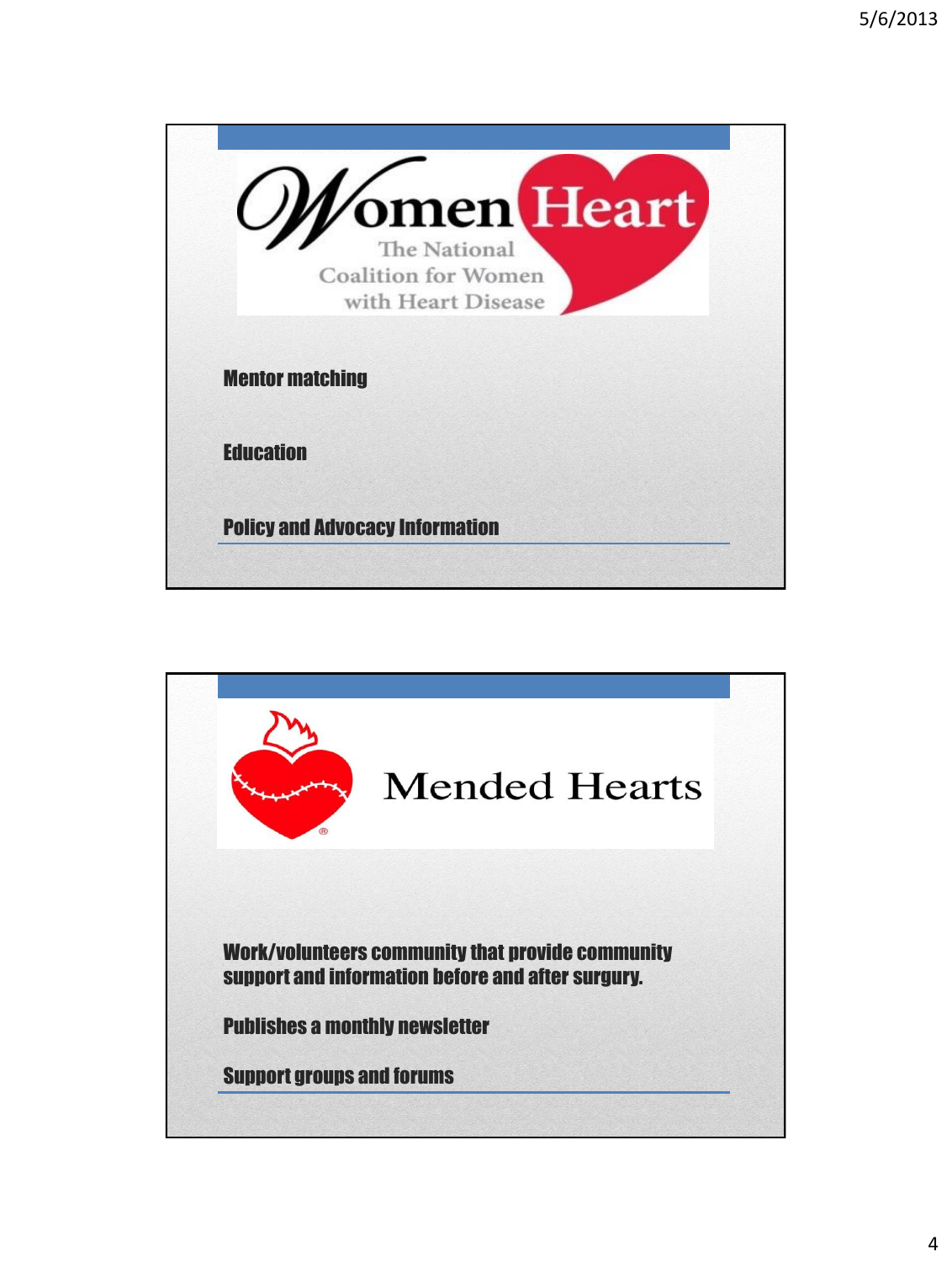## WomenHeart

The National Coalition for Women with Heart Disease

Mentor matching

Education

Policy and Advocacy Information

## Mended Hearts

Work/volunteers community that provide community support and information before and after surgury.

Publishes a monthly newsletter

Support groups and forums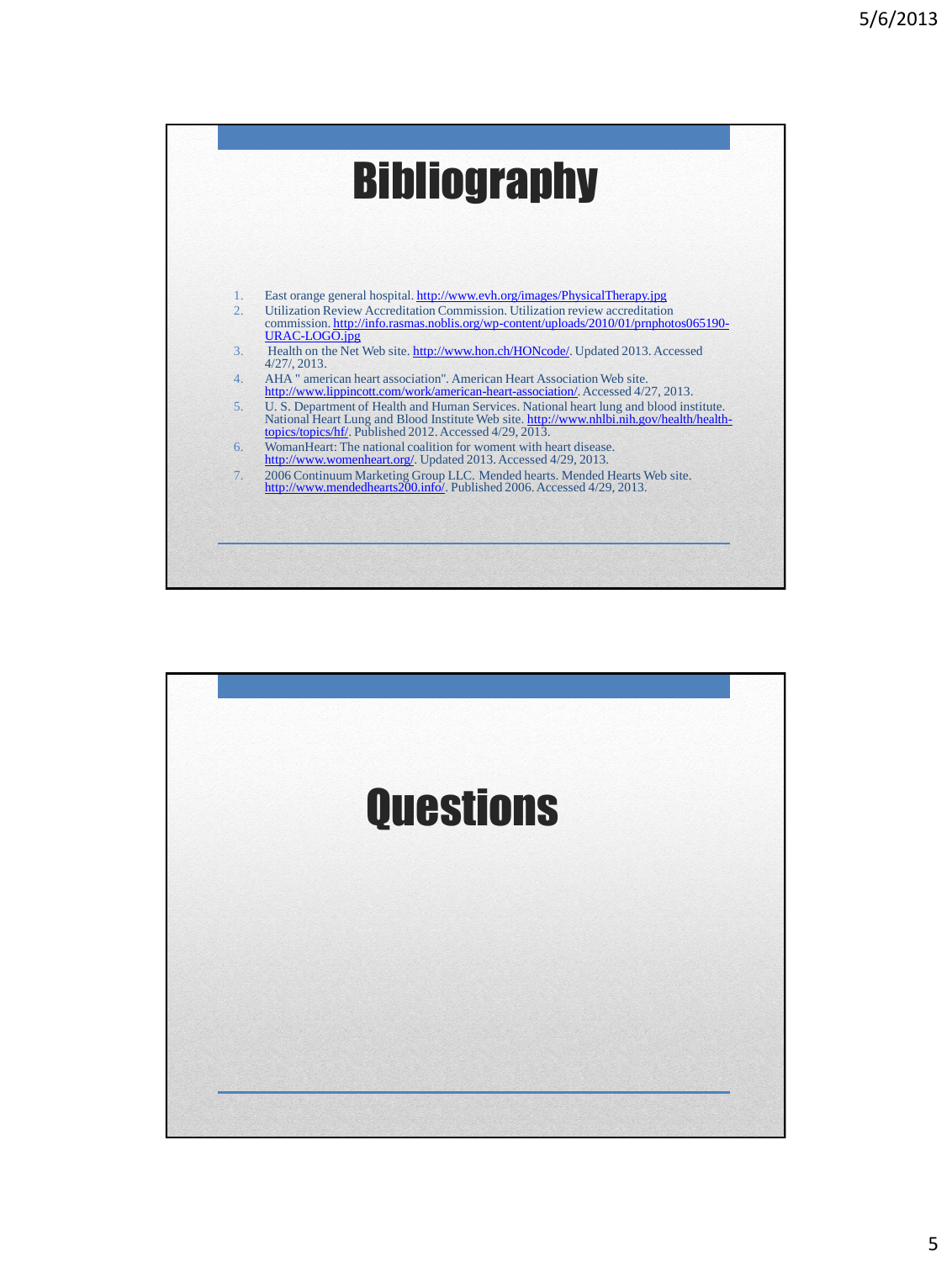# Bibliography

1. East orange general hospital. http://www.evh.org/images/PhysicalTherapy.jpg
2. Utilization Review Accreditation Commission. Utilization review accreditation commission. http://info.rasmas.noblis.org/wp-content/uploads/2010/01/prnphotos065190-URAC-LOGO.jpg
3. Health on the Net Web site. http://www.hon.ch/HONcode/. Updated 2013. Accessed 4/27/, 2013.
4. AHA " american heart association". American Heart Association Web site. http://www.lippincott.com/work/american-heart-association/. Accessed 4/27, 2013.
5. U. S. Department of Health and Human Services. National heart lung and blood institute. National Heart Lung and Blood Institute Web site. http://www.nhlbi.nih.gov/health/health-topics/topics/hf/. Published 2012. Accessed 4/29, 2013.
6. WomanHeart: The national coalition for woment with heart disease. http://www.womenheart.org/. Updated 2013. Accessed 4/29, 2013.
7. 2006 Continuum Marketing Group LLC. Mended hearts. Mended Hearts Web site. http://www.mendedhearts200.info/. Published 2006. Accessed 4/29, 2013.

# Questions